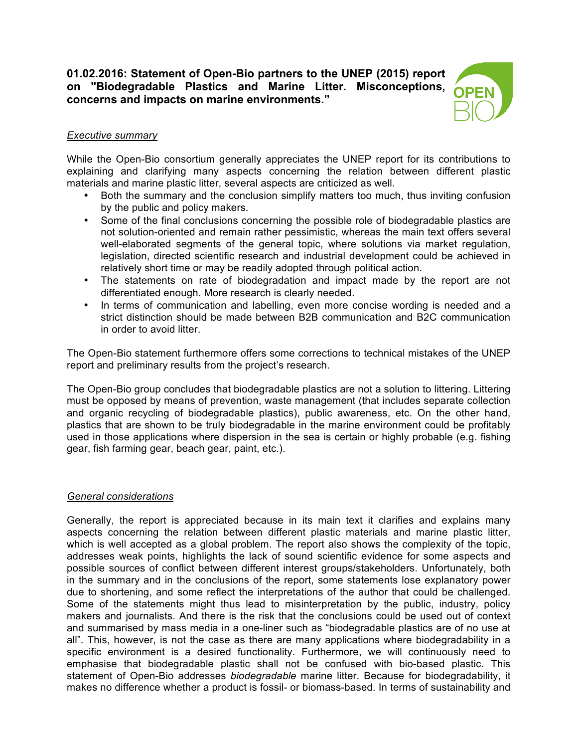# 01.02.2016: Statement of Open-Bio partners to the UNEP (2015) report on "Biodegradable Plastics and Marine Litter. Misconceptions, concerns and impacts on marine environments."

*Executive summary*

While the Open-Bio consortium generally appreciates the UNEP report for its contributions to explaining and clarifying many aspects concerning the relation between different plastic materials and marine plastic litter, several aspects are criticized as well.

- Both the summary and the conclusion simplify matters too much, thus inviting confusion by the public and policy makers.
- Some of the final conclusions concerning the possible role of biodegradable plastics are not solution-oriented and remain rather pessimistic, whereas the main text offers several well-elaborated segments of the general topic, where solutions via market regulation, legislation, directed scientific research and industrial development could be achieved in relatively short time or may be readily adopted through political action.
- The statements on rate of biodegradation and impact made by the report are not differentiated enough. More research is clearly needed.
- In terms of communication and labelling, even more concise wording is needed and a strict distinction should be made between B2B communication and B2C communication in order to avoid litter.

The Open-Bio statement furthermore offers some corrections to technical mistakes of the UNEP report and preliminary results from the project's research.

The Open-Bio group concludes that biodegradable plastics are not a solution to littering. Littering must be opposed by means of prevention, waste management (that includes separate collection and organic recycling of biodegradable plastics), public awareness, etc. On the other hand, plastics that are shown to be truly biodegradable in the marine environment could be profitably used in those applications where dispersion in the sea is certain or highly probable (e.g. fishing gear, fish farming gear, beach gear, paint, etc.).

*General considerations*

Generally, the report is appreciated because in its main text it clarifies and explains many aspects concerning the relation between different plastic materials and marine plastic litter, which is well accepted as a global problem. The report also shows the complexity of the topic, addresses weak points, highlights the lack of sound scientific evidence for some aspects and possible sources of conflict between different interest groups/stakeholders. Unfortunately, both in the summary and in the conclusions of the report, some statements lose explanatory power due to shortening, and some reflect the interpretations of the author that could be challenged. Some of the statements might thus lead to misinterpretation by the public, industry, policy makers and journalists. And there is the risk that the conclusions could be used out of context and summarised by mass media in a one-liner such as "biodegradable plastics are of no use at all". This, however, is not the case as there are many applications where biodegradability in a specific environment is a desired functionality. Furthermore, we will continuously need to emphasise that biodegradable plastic shall not be confused with bio-based plastic. This statement of Open-Bio addresses *biodegradable* marine litter. Because for biodegradability, it makes no difference whether a product is fossil- or biomass-based. In terms of sustainability and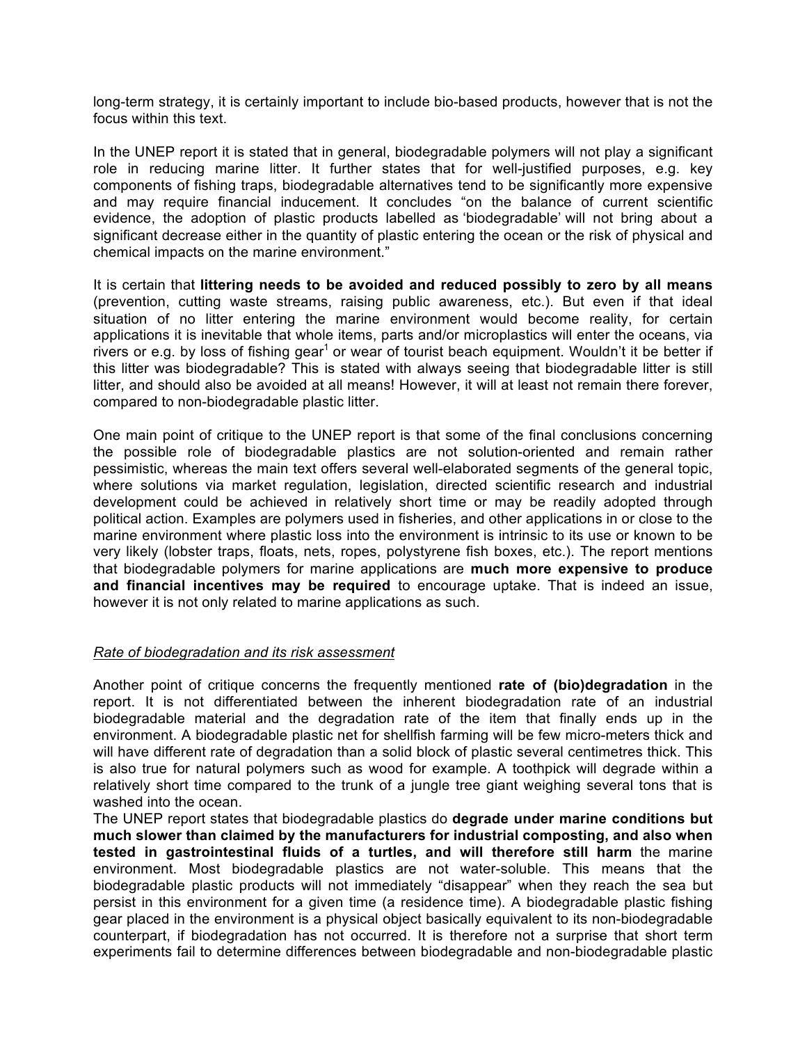long-term strategy, it is certainly important to include bio-based products, however that is not the focus within this text.

In the UNEP report it is stated that in general, biodegradable polymers will not play a significant role in reducing marine litter. It further states that for well-justified purposes, e.g. key components of fishing traps, biodegradable alternatives tend to be significantly more expensive and may require financial inducement. It concludes "on the balance of current scientific evidence, the adoption of plastic products labelled as 'biodegradable' will not bring about a significant decrease either in the quantity of plastic entering the ocean or the risk of physical and chemical impacts on the marine environment."

It is certain that **littering needs to be avoided and reduced possibly to zero by all means** (prevention, cutting waste streams, raising public awareness, etc.). But even if that ideal situation of no litter entering the marine environment would become reality, for certain applications it is inevitable that whole items, parts and/or microplastics will enter the oceans, via rivers or e.g. by loss of fishing gear[1] or wear of tourist beach equipment. Wouldn't it be better if this litter was biodegradable? This is stated with always seeing that biodegradable litter is still litter, and should also be avoided at all means! However, it will at least not remain there forever, compared to non-biodegradable plastic litter.

One main point of critique to the UNEP report is that some of the final conclusions concerning the possible role of biodegradable plastics are not solution-oriented and remain rather pessimistic, whereas the main text offers several well-elaborated segments of the general topic, where solutions via market regulation, legislation, directed scientific research and industrial development could be achieved in relatively short time or may be readily adopted through political action. Examples are polymers used in fisheries, and other applications in or close to the marine environment where plastic loss into the environment is intrinsic to its use or known to be very likely (lobster traps, floats, nets, ropes, polystyrene fish boxes, etc.). The report mentions that biodegradable polymers for marine applications are **much more expensive to produce and financial incentives may be required** to encourage uptake. That is indeed an issue, however it is not only related to marine applications as such.

*Rate of biodegradation and its risk assessment*

Another point of critique concerns the frequently mentioned **rate of (bio)degradation** in the report. It is not differentiated between the inherent biodegradation rate of an industrial biodegradable material and the degradation rate of the item that finally ends up in the environment. A biodegradable plastic net for shellfish farming will be few micro-meters thick and will have different rate of degradation than a solid block of plastic several centimetres thick. This is also true for natural polymers such as wood for example. A toothpick will degrade within a relatively short time compared to the trunk of a jungle tree giant weighing several tons that is washed into the ocean.

The UNEP report states that biodegradable plastics do **degrade under marine conditions but much slower than claimed by the manufacturers for industrial composting, and also when tested in gastrointestinal fluids of a turtles, and will therefore still harm** the marine environment. Most biodegradable plastics are not water-soluble. This means that the biodegradable plastic products will not immediately "disappear" when they reach the sea but persist in this environment for a given time (a residence time). A biodegradable plastic fishing gear placed in the environment is a physical object basically equivalent to its non-biodegradable counterpart, if biodegradation has not occurred. It is therefore not a surprise that short term experiments fail to determine differences between biodegradable and non-biodegradable plastic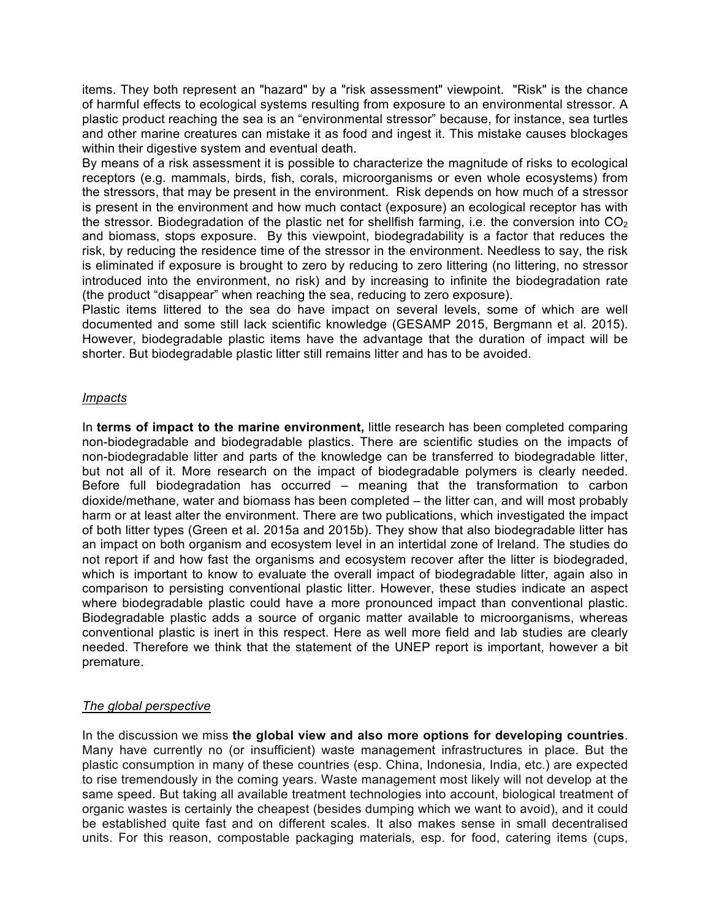items. They both represent an "hazard" by a "risk assessment" viewpoint. "Risk" is the chance of harmful effects to ecological systems resulting from exposure to an environmental stressor. A plastic product reaching the sea is an “environmental stressor” because, for instance, sea turtles and other marine creatures can mistake it as food and ingest it. This mistake causes blockages within their digestive system and eventual death.

By means of a risk assessment it is possible to characterize the magnitude of risks to ecological receptors (e.g. mammals, birds, fish, corals, microorganisms or even whole ecosystems) from the stressors, that may be present in the environment. Risk depends on how much of a stressor is present in the environment and how much contact (exposure) an ecological receptor has with the stressor. Biodegradation of the plastic net for shellfish farming, i.e. the conversion into $CO_2$ and biomass, stops exposure. By this viewpoint, biodegradability is a factor that reduces the risk, by reducing the residence time of the stressor in the environment. Needless to say, the risk is eliminated if exposure is brought to zero by reducing to zero littering (no littering, no stressor introduced into the environment, no risk) and by increasing to infinite the biodegradation rate (the product “disappear” when reaching the sea, reducing to zero exposure).

Plastic items littered to the sea do have impact on several levels, some of which are well documented and some still lack scientific knowledge (GESAMP 2015, Bergmann et al. 2015). However, biodegradable plastic items have the advantage that the duration of impact will be shorter. But biodegradable plastic litter still remains litter and has to be avoided.

*Impacts*

In **terms of impact to the marine environment,** little research has been completed comparing non-biodegradable and biodegradable plastics. There are scientific studies on the impacts of non-biodegradable litter and parts of the knowledge can be transferred to biodegradable litter, but not all of it. More research on the impact of biodegradable polymers is clearly needed. Before full biodegradation has occurred – meaning that the transformation to carbon dioxide/methane, water and biomass has been completed – the litter can, and will most probably harm or at least alter the environment. There are two publications, which investigated the impact of both litter types (Green et al. 2015a and 2015b). They show that also biodegradable litter has an impact on both organism and ecosystem level in an intertidal zone of Ireland. The studies do not report if and how fast the organisms and ecosystem recover after the litter is biodegraded, which is important to know to evaluate the overall impact of biodegradable litter, again also in comparison to persisting conventional plastic litter. However, these studies indicate an aspect where biodegradable plastic could have a more pronounced impact than conventional plastic. Biodegradable plastic adds a source of organic matter available to microorganisms, whereas conventional plastic is inert in this respect. Here as well more field and lab studies are clearly needed. Therefore we think that the statement of the UNEP report is important, however a bit premature.

*The global perspective*

In the discussion we miss **the global view and also more options for developing countries**. Many have currently no (or insufficient) waste management infrastructures in place. But the plastic consumption in many of these countries (esp. China, Indonesia, India, etc.) are expected to rise tremendously in the coming years. Waste management most likely will not develop at the same speed. But taking all available treatment technologies into account, biological treatment of organic wastes is certainly the cheapest (besides dumping which we want to avoid), and it could be established quite fast and on different scales. It also makes sense in small decentralised units. For this reason, compostable packaging materials, esp. for food, catering items (cups,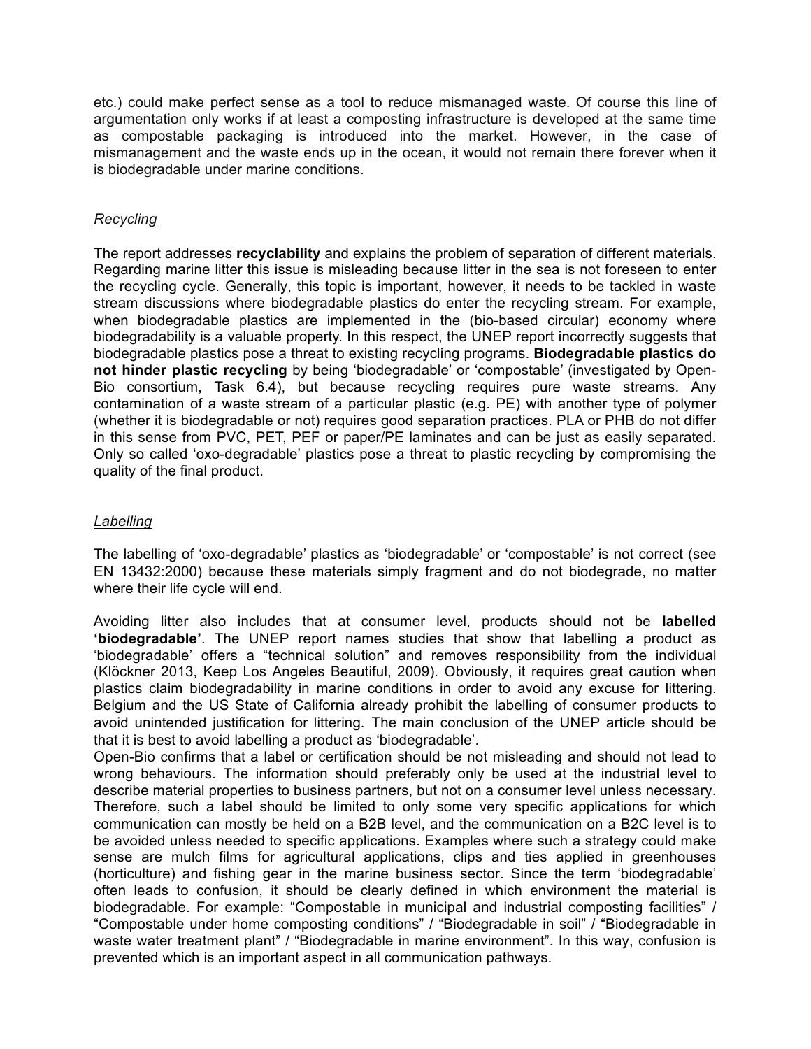etc.) could make perfect sense as a tool to reduce mismanaged waste. Of course this line of argumentation only works if at least a composting infrastructure is developed at the same time as compostable packaging is introduced into the market. However, in the case of mismanagement and the waste ends up in the ocean, it would not remain there forever when it is biodegradable under marine conditions.

*Recycling*

The report addresses **recyclability** and explains the problem of separation of different materials. Regarding marine litter this issue is misleading because litter in the sea is not foreseen to enter the recycling cycle. Generally, this topic is important, however, it needs to be tackled in waste stream discussions where biodegradable plastics do enter the recycling stream. For example, when biodegradable plastics are implemented in the (bio-based circular) economy where biodegradability is a valuable property. In this respect, the UNEP report incorrectly suggests that biodegradable plastics pose a threat to existing recycling programs. **Biodegradable plastics do not hinder plastic recycling** by being 'biodegradable' or 'compostable' (investigated by Open-Bio consortium, Task 6.4), but because recycling requires pure waste streams. Any contamination of a waste stream of a particular plastic (e.g. PE) with another type of polymer (whether it is biodegradable or not) requires good separation practices. PLA or PHB do not differ in this sense from PVC, PET, PEF or paper/PE laminates and can be just as easily separated. Only so called 'oxo-degradable' plastics pose a threat to plastic recycling by compromising the quality of the final product.

*Labelling*

The labelling of 'oxo-degradable' plastics as 'biodegradable' or 'compostable' is not correct (see EN 13432:2000) because these materials simply fragment and do not biodegrade, no matter where their life cycle will end.

Avoiding litter also includes that at consumer level, products should not be **labelled 'biodegradable'**. The UNEP report names studies that show that labelling a product as 'biodegradable' offers a "technical solution" and removes responsibility from the individual (Klöckner 2013, Keep Los Angeles Beautiful, 2009). Obviously, it requires great caution when plastics claim biodegradability in marine conditions in order to avoid any excuse for littering. Belgium and the US State of California already prohibit the labelling of consumer products to avoid unintended justification for littering. The main conclusion of the UNEP article should be that it is best to avoid labelling a product as 'biodegradable'.
Open-Bio confirms that a label or certification should be not misleading and should not lead to wrong behaviours. The information should preferably only be used at the industrial level to describe material properties to business partners, but not on a consumer level unless necessary. Therefore, such a label should be limited to only some very specific applications for which communication can mostly be held on a B2B level, and the communication on a B2C level is to be avoided unless needed to specific applications. Examples where such a strategy could make sense are mulch films for agricultural applications, clips and ties applied in greenhouses (horticulture) and fishing gear in the marine business sector. Since the term 'biodegradable' often leads to confusion, it should be clearly defined in which environment the material is biodegradable. For example: "Compostable in municipal and industrial composting facilities" / "Compostable under home composting conditions" / "Biodegradable in soil" / "Biodegradable in waste water treatment plant" / "Biodegradable in marine environment". In this way, confusion is prevented which is an important aspect in all communication pathways.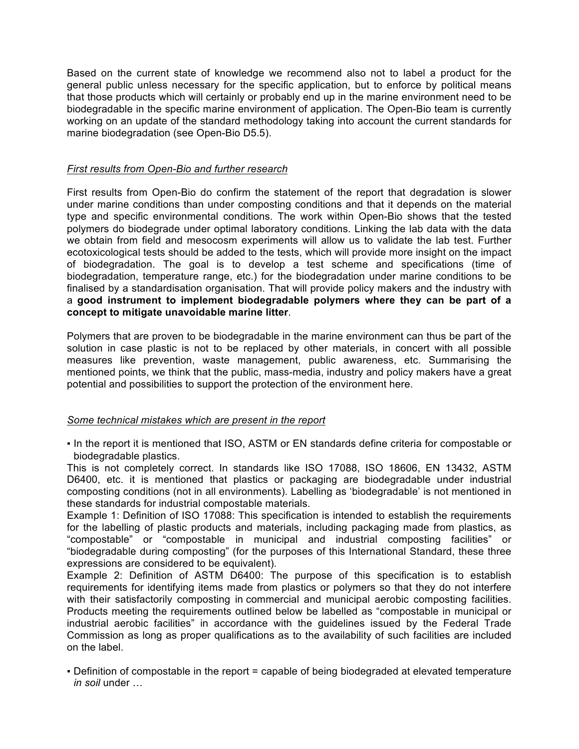Based on the current state of knowledge we recommend also not to label a product for the general public unless necessary for the specific application, but to enforce by political means that those products which will certainly or probably end up in the marine environment need to be biodegradable in the specific marine environment of application. The Open-Bio team is currently working on an update of the standard methodology taking into account the current standards for marine biodegradation (see Open-Bio D5.5).

*First results from Open-Bio and further research*

First results from Open-Bio do confirm the statement of the report that degradation is slower under marine conditions than under composting conditions and that it depends on the material type and specific environmental conditions. The work within Open-Bio shows that the tested polymers do biodegrade under optimal laboratory conditions. Linking the lab data with the data we obtain from field and mesocosm experiments will allow us to validate the lab test. Further ecotoxicological tests should be added to the tests, which will provide more insight on the impact of biodegradation. The goal is to develop a test scheme and specifications (time of biodegradation, temperature range, etc.) for the biodegradation under marine conditions to be finalised by a standardisation organisation. That will provide policy makers and the industry with a **good instrument to implement biodegradable polymers where they can be part of a concept to mitigate unavoidable marine litter**.

Polymers that are proven to be biodegradable in the marine environment can thus be part of the solution in case plastic is not to be replaced by other materials, in concert with all possible measures like prevention, waste management, public awareness, etc. Summarising the mentioned points, we think that the public, mass-media, industry and policy makers have a great potential and possibilities to support the protection of the environment here.

*Some technical mistakes which are present in the report*

- In the report it is mentioned that ISO, ASTM or EN standards define criteria for compostable or biodegradable plastics.

This is not completely correct. In standards like ISO 17088, ISO 18606, EN 13432, ASTM D6400, etc. it is mentioned that plastics or packaging are biodegradable under industrial composting conditions (not in all environments). Labelling as 'biodegradable' is not mentioned in these standards for industrial compostable materials.
Example 1: Definition of ISO 17088: This specification is intended to establish the requirements for the labelling of plastic products and materials, including packaging made from plastics, as "compostable" or "compostable in municipal and industrial composting facilities" or "biodegradable during composting" (for the purposes of this International Standard, these three expressions are considered to be equivalent).
Example 2: Definition of ASTM D6400: The purpose of this specification is to establish requirements for identifying items made from plastics or polymers so that they do not interfere with their satisfactorily composting in commercial and municipal aerobic composting facilities. Products meeting the requirements outlined below be labelled as "compostable in municipal or industrial aerobic facilities" in accordance with the guidelines issued by the Federal Trade Commission as long as proper qualifications as to the availability of such facilities are included on the label.

- Definition of compostable in the report = capable of being biodegraded at elevated temperature *in soil* under …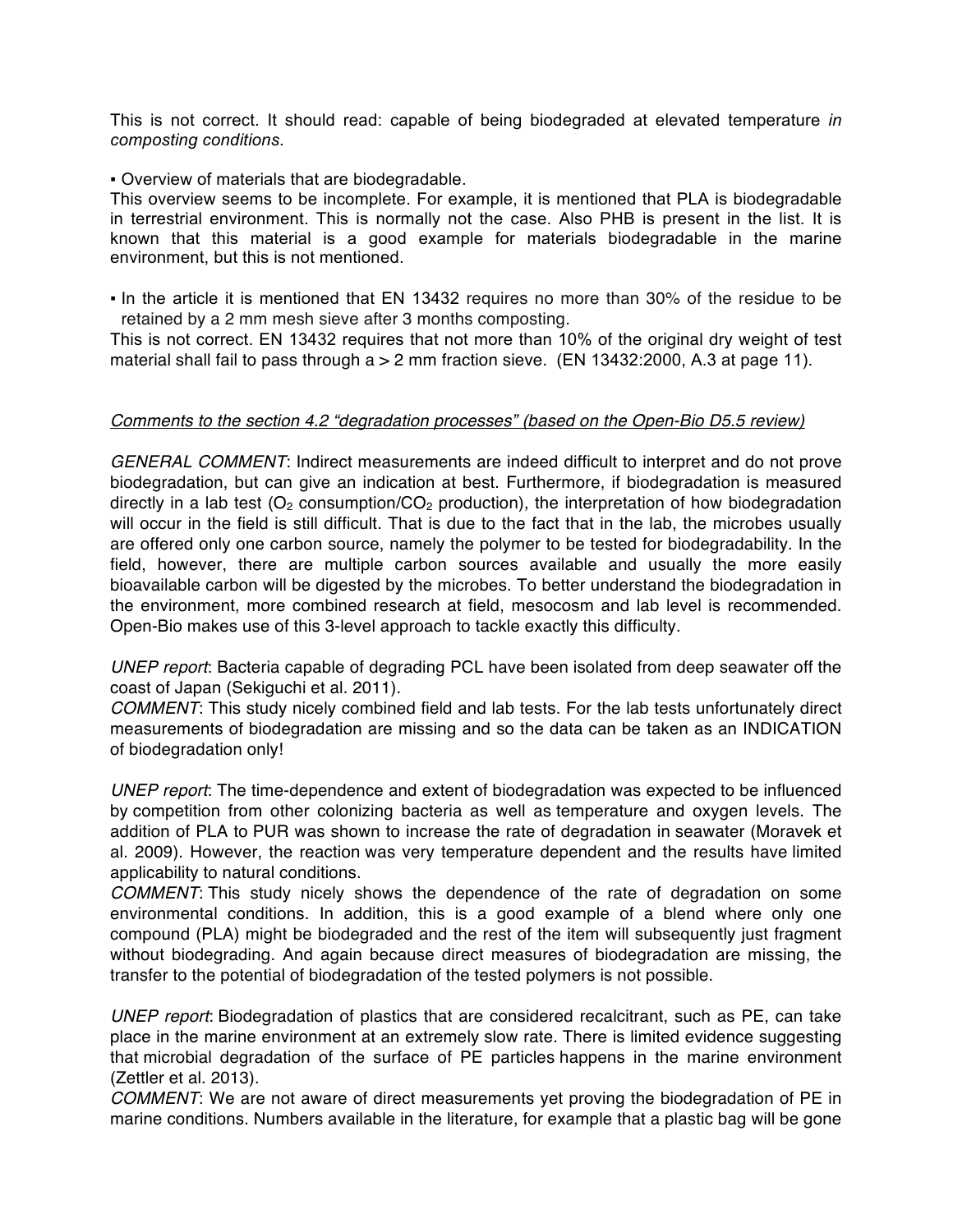This is not correct. It should read: capable of being biodegraded at elevated temperature *in composting conditions*.

▪ Overview of materials that are biodegradable.
This overview seems to be incomplete. For example, it is mentioned that PLA is biodegradable in terrestrial environment. This is normally not the case. Also PHB is present in the list. It is known that this material is a good example for materials biodegradable in the marine environment, but this is not mentioned.

▪ In the article it is mentioned that EN 13432 requires no more than 30% of the residue to be retained by a 2 mm mesh sieve after 3 months composting.
This is not correct. EN 13432 requires that not more than 10% of the original dry weight of test material shall fail to pass through a > 2 mm fraction sieve. (EN 13432:2000, A.3 at page 11).

*Comments to the section 4.2 "degradation processes" (based on the Open-Bio D5.5 review)*

*GENERAL COMMENT*: Indirect measurements are indeed difficult to interpret and do not prove biodegradation, but can give an indication at best. Furthermore, if biodegradation is measured directly in a lab test ($O_2$ consumption/$CO_2$ production), the interpretation of how biodegradation will occur in the field is still difficult. That is due to the fact that in the lab, the microbes usually are offered only one carbon source, namely the polymer to be tested for biodegradability. In the field, however, there are multiple carbon sources available and usually the more easily bioavailable carbon will be digested by the microbes. To better understand the biodegradation in the environment, more combined research at field, mesocosm and lab level is recommended. Open-Bio makes use of this 3-level approach to tackle exactly this difficulty.

*UNEP report*: Bacteria capable of degrading PCL have been isolated from deep seawater off the coast of Japan (Sekiguchi et al. 2011).
*COMMENT*: This study nicely combined field and lab tests. For the lab tests unfortunately direct measurements of biodegradation are missing and so the data can be taken as an INDICATION of biodegradation only!

*UNEP report*: The time-dependence and extent of biodegradation was expected to be influenced by competition from other colonizing bacteria as well as temperature and oxygen levels. The addition of PLA to PUR was shown to increase the rate of degradation in seawater (Moravek et al. 2009). However, the reaction was very temperature dependent and the results have limited applicability to natural conditions.
*COMMENT*: This study nicely shows the dependence of the rate of degradation on some environmental conditions. In addition, this is a good example of a blend where only one compound (PLA) might be biodegraded and the rest of the item will subsequently just fragment without biodegrading. And again because direct measures of biodegradation are missing, the transfer to the potential of biodegradation of the tested polymers is not possible.

*UNEP report*: Biodegradation of plastics that are considered recalcitrant, such as PE, can take place in the marine environment at an extremely slow rate. There is limited evidence suggesting that microbial degradation of the surface of PE particles happens in the marine environment (Zettler et al. 2013).
*COMMENT*: We are not aware of direct measurements yet proving the biodegradation of PE in marine conditions. Numbers available in the literature, for example that a plastic bag will be gone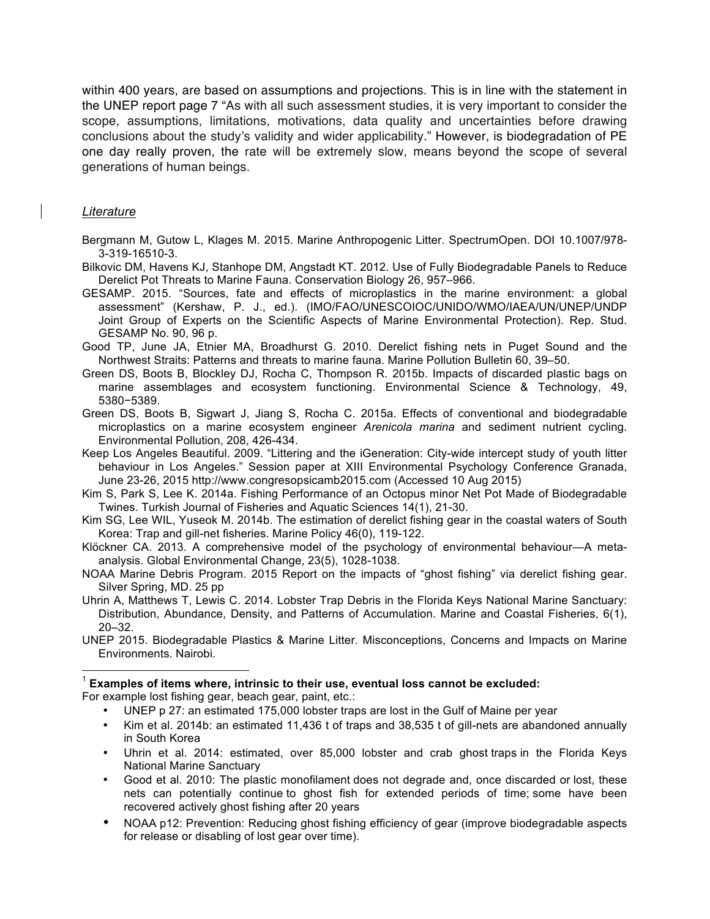within 400 years, are based on assumptions and projections. This is in line with the statement in the UNEP report page 7 "As with all such assessment studies, it is very important to consider the scope, assumptions, limitations, motivations, data quality and uncertainties before drawing conclusions about the study's validity and wider applicability." However, is biodegradation of PE one day really proven, the rate will be extremely slow, means beyond the scope of several generations of human beings.

## *Literature*

Bergmann M, Gutow L, Klages M. 2015. Marine Anthropogenic Litter. SpectrumOpen. DOI 10.1007/978-3-319-16510-3.

Bilkovic DM, Havens KJ, Stanhope DM, Angstadt KT. 2012. Use of Fully Biodegradable Panels to Reduce Derelict Pot Threats to Marine Fauna. Conservation Biology 26, 957–966.

GESAMP. 2015. "Sources, fate and effects of microplastics in the marine environment: a global assessment" (Kershaw, P. J., ed.). (IMO/FAO/UNESCOIOC/UNIDO/WMO/IAEA/UN/UNEP/UNDP Joint Group of Experts on the Scientific Aspects of Marine Environmental Protection). Rep. Stud. GESAMP No. 90, 96 p.

Good TP, June JA, Etnier MA, Broadhurst G. 2010. Derelict fishing nets in Puget Sound and the Northwest Straits: Patterns and threats to marine fauna. Marine Pollution Bulletin 60, 39–50.

Green DS, Boots B, Blockley DJ, Rocha C, Thompson R. 2015b. Impacts of discarded plastic bags on marine assemblages and ecosystem functioning. Environmental Science & Technology, 49, 5380−5389.

Green DS, Boots B, Sigwart J, Jiang S, Rocha C. 2015a. Effects of conventional and biodegradable microplastics on a marine ecosystem engineer *Arenicola marina* and sediment nutrient cycling. Environmental Pollution, 208, 426-434.

Keep Los Angeles Beautiful. 2009. "Littering and the iGeneration: City-wide intercept study of youth litter behaviour in Los Angeles." Session paper at XIII Environmental Psychology Conference Granada, June 23-26, 2015 http://www.congresopsicamb2015.com (Accessed 10 Aug 2015)

Kim S, Park S, Lee K. 2014a. Fishing Performance of an Octopus minor Net Pot Made of Biodegradable Twines. Turkish Journal of Fisheries and Aquatic Sciences 14(1), 21-30.

Kim SG, Lee WIL, Yuseok M. 2014b. The estimation of derelict fishing gear in the coastal waters of South Korea: Trap and gill-net fisheries. Marine Policy 46(0), 119-122.

Klöckner CA. 2013. A comprehensive model of the psychology of environmental behaviour—A meta-analysis. Global Environmental Change, 23(5), 1028-1038.

NOAA Marine Debris Program. 2015 Report on the impacts of "ghost fishing" via derelict fishing gear. Silver Spring, MD. 25 pp

Uhrin A, Matthews T, Lewis C. 2014. Lobster Trap Debris in the Florida Keys National Marine Sanctuary: Distribution, Abundance, Density, and Patterns of Accumulation. Marine and Coastal Fisheries, 6(1), 20–32.

UNEP 2015. Biodegradable Plastics & Marine Litter. Misconceptions, Concerns and Impacts on Marine Environments. Nairobi.

---

[1] **Examples of items where, intrinsic to their use, eventual loss cannot be excluded:**
For example lost fishing gear, beach gear, paint, etc.:

- UNEP p 27: an estimated 175,000 lobster traps are lost in the Gulf of Maine per year
- Kim et al. 2014b: an estimated 11,436 t of traps and 38,535 t of gill-nets are abandoned annually in South Korea
- Uhrin et al. 2014: estimated, over 85,000 lobster and crab ghost traps in the Florida Keys National Marine Sanctuary
- Good et al. 2010: The plastic monofilament does not degrade and, once discarded or lost, these nets can potentially continue to ghost fish for extended periods of time; some have been recovered actively ghost fishing after 20 years
- NOAA p12: Prevention: Reducing ghost fishing efficiency of gear (improve biodegradable aspects for release or disabling of lost gear over time).